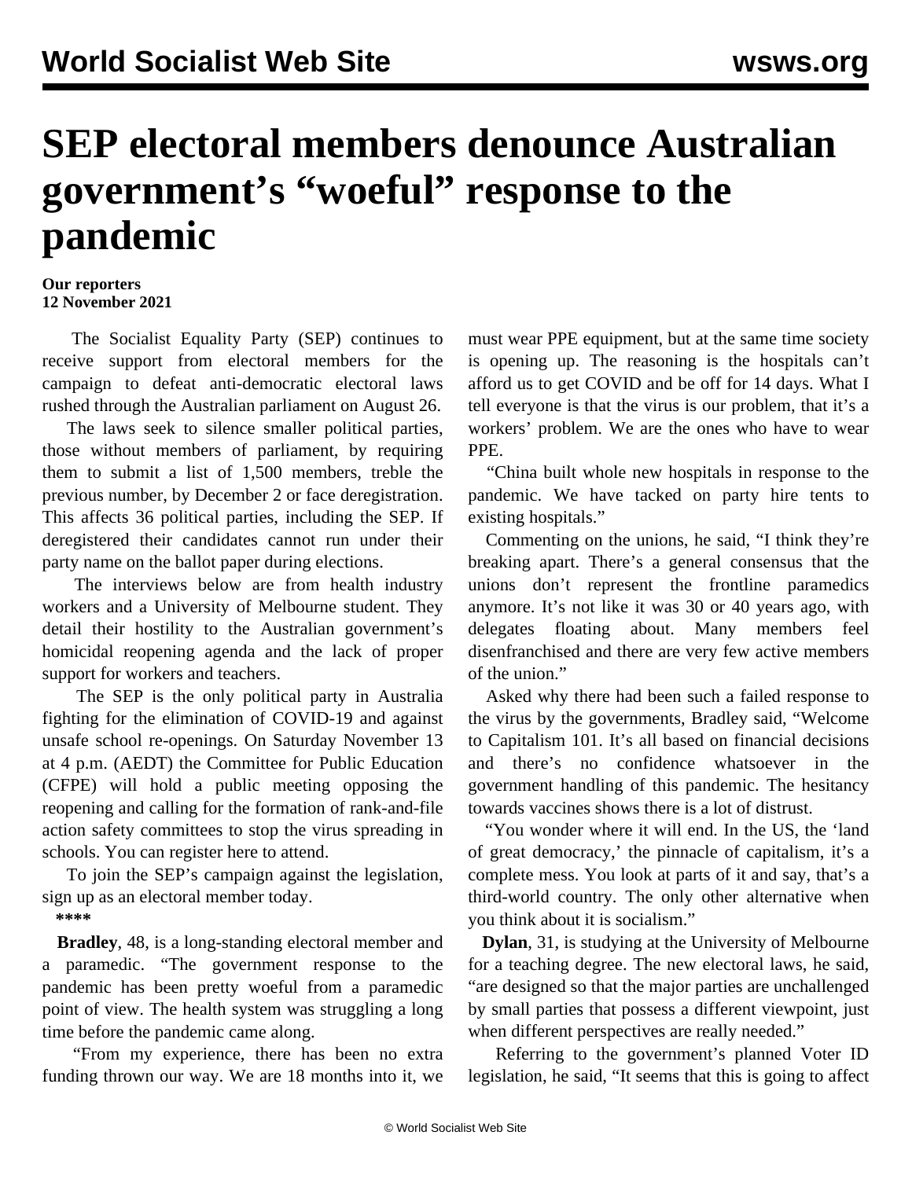# SEP electoral members denounce Australian government's "woeful" response to the pandemic

**Our reporters**
**12 November 2021**

The Socialist Equality Party (SEP) continues to receive support from electoral members for the campaign to defeat anti-democratic electoral laws rushed through the Australian parliament on August 26.

The laws seek to silence smaller political parties, those without members of parliament, by requiring them to submit a list of 1,500 members, treble the previous number, by December 2 or face deregistration. This affects 36 political parties, including the SEP. If deregistered their candidates cannot run under their party name on the ballot paper during elections.

The interviews below are from health industry workers and a University of Melbourne student. They detail their hostility to the Australian government's homicidal reopening agenda and the lack of proper support for workers and teachers.

The SEP is the only political party in Australia fighting for the elimination of COVID-19 and against unsafe school re-openings. On Saturday November 13 at 4 p.m. (AEDT) the Committee for Public Education (CFPE) will hold a public meeting opposing the reopening and calling for the formation of rank-and-file action safety committees to stop the virus spreading in schools. You can register here to attend.

To join the SEP's campaign against the legislation, sign up as an electoral member today.

****

**Bradley**, 48, is a long-standing electoral member and a paramedic. "The government response to the pandemic has been pretty woeful from a paramedic point of view. The health system was struggling a long time before the pandemic came along.

"From my experience, there has been no extra funding thrown our way. We are 18 months into it, we must wear PPE equipment, but at the same time society is opening up. The reasoning is the hospitals can't afford us to get COVID and be off for 14 days. What I tell everyone is that the virus is our problem, that it's a workers' problem. We are the ones who have to wear PPE.

"China built whole new hospitals in response to the pandemic. We have tacked on party hire tents to existing hospitals."

Commenting on the unions, he said, "I think they're breaking apart. There's a general consensus that the unions don't represent the frontline paramedics anymore. It's not like it was 30 or 40 years ago, with delegates floating about. Many members feel disenfranchised and there are very few active members of the union."

Asked why there had been such a failed response to the virus by the governments, Bradley said, "Welcome to Capitalism 101. It's all based on financial decisions and there's no confidence whatsoever in the government handling of this pandemic. The hesitancy towards vaccines shows there is a lot of distrust.

"You wonder where it will end. In the US, the 'land of great democracy,' the pinnacle of capitalism, it's a complete mess. You look at parts of it and say, that's a third-world country. The only other alternative when you think about it is socialism."

**Dylan**, 31, is studying at the University of Melbourne for a teaching degree. The new electoral laws, he said, "are designed so that the major parties are unchallenged by small parties that possess a different viewpoint, just when different perspectives are really needed."

Referring to the government's planned Voter ID legislation, he said, "It seems that this is going to affect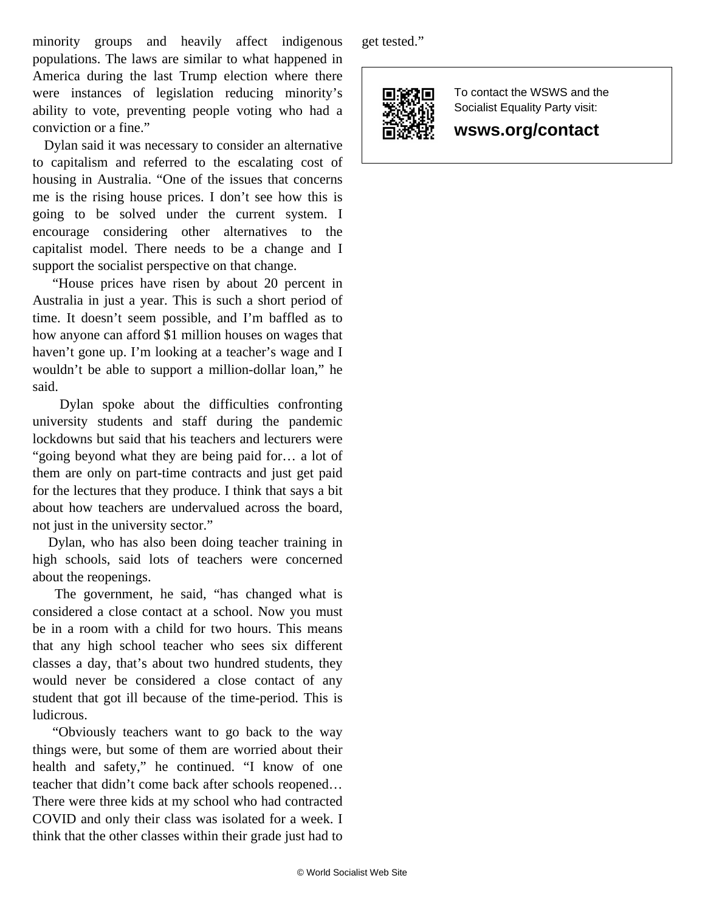minority groups and heavily affect indigenous populations. The laws are similar to what happened in America during the last Trump election where there were instances of legislation reducing minority's ability to vote, preventing people voting who had a conviction or a fine."

Dylan said it was necessary to consider an alternative to capitalism and referred to the escalating cost of housing in Australia. "One of the issues that concerns me is the rising house prices. I don't see how this is going to be solved under the current system. I encourage considering other alternatives to the capitalist model. There needs to be a change and I support the socialist perspective on that change.

"House prices have risen by about 20 percent in Australia in just a year. This is such a short period of time. It doesn't seem possible, and I'm baffled as to how anyone can afford $1 million houses on wages that haven't gone up. I'm looking at a teacher's wage and I wouldn't be able to support a million-dollar loan," he said.

Dylan spoke about the difficulties confronting university students and staff during the pandemic lockdowns but said that his teachers and lecturers were "going beyond what they are being paid for… a lot of them are only on part-time contracts and just get paid for the lectures that they produce. I think that says a bit about how teachers are undervalued across the board, not just in the university sector."

Dylan, who has also been doing teacher training in high schools, said lots of teachers were concerned about the reopenings.

The government, he said, "has changed what is considered a close contact at a school. Now you must be in a room with a child for two hours. This means that any high school teacher who sees six different classes a day, that's about two hundred students, they would never be considered a close contact of any student that got ill because of the time-period. This is ludicrous.

"Obviously teachers want to go back to the way things were, but some of them are worried about their health and safety," he continued. "I know of one teacher that didn't come back after schools reopened… There were three kids at my school who had contracted COVID and only their class was isolated for a week. I think that the other classes within their grade just had to get tested."

To contact the WSWS and the Socialist Equality Party visit:

**wsws.org/contact**